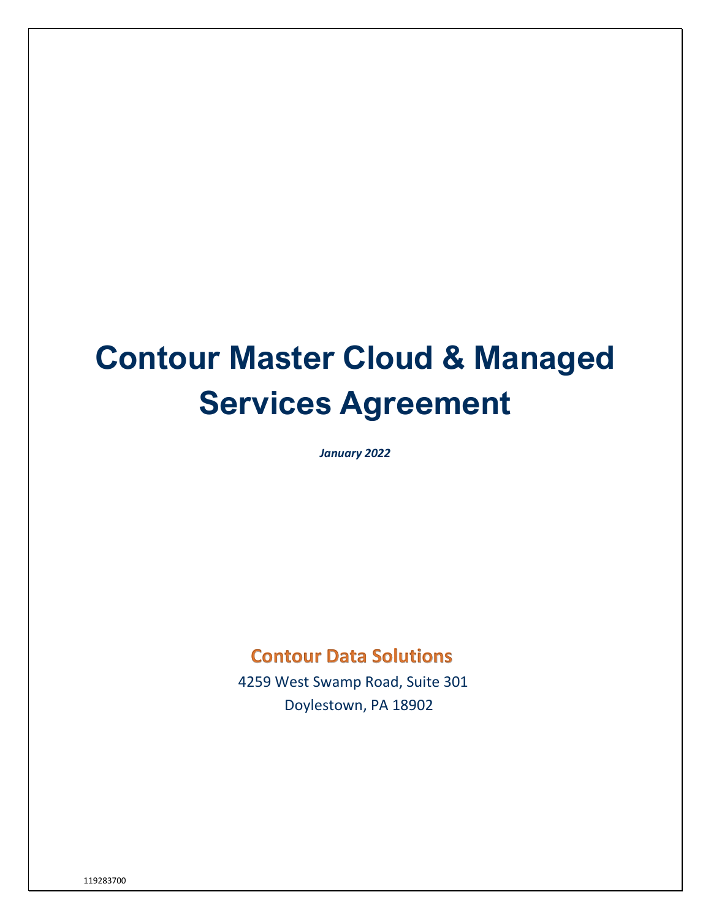# Contour Master Cloud & Managed Services Agreement

***January 2022***

**Contour Data Solutions**

4259 West Swamp Road, Suite 301

Doylestown, PA 18902

119283700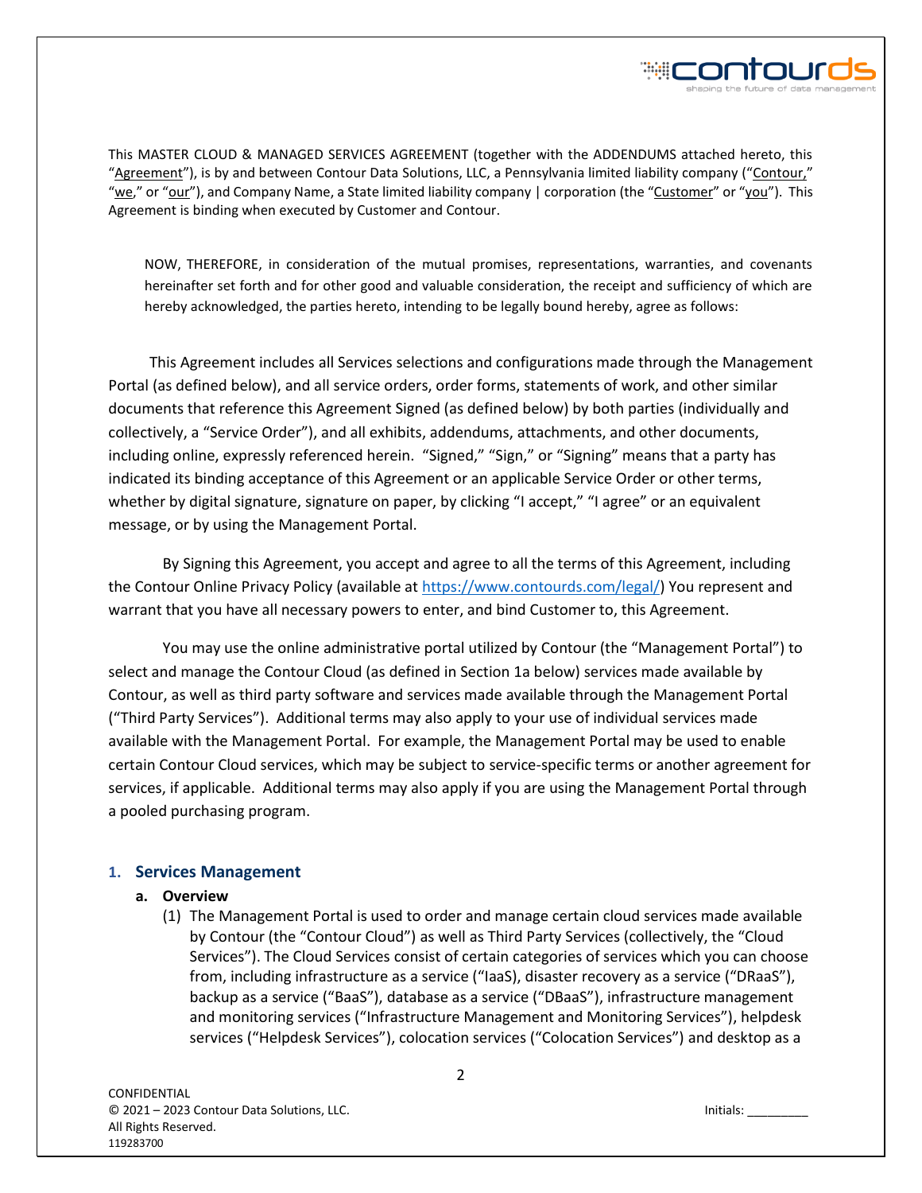This MASTER CLOUD & MANAGED SERVICES AGREEMENT (together with the ADDENDUMS attached hereto, this "Agreement"), is by and between Contour Data Solutions, LLC, a Pennsylvania limited liability company ("Contour," "we," or "our"), and Company Name, a State limited liability company | corporation (the "Customer" or "you"). This Agreement is binding when executed by Customer and Contour.

NOW, THEREFORE, in consideration of the mutual promises, representations, warranties, and covenants hereinafter set forth and for other good and valuable consideration, the receipt and sufficiency of which are hereby acknowledged, the parties hereto, intending to be legally bound hereby, agree as follows:

This Agreement includes all Services selections and configurations made through the Management Portal (as defined below), and all service orders, order forms, statements of work, and other similar documents that reference this Agreement Signed (as defined below) by both parties (individually and collectively, a "Service Order"), and all exhibits, addendums, attachments, and other documents, including online, expressly referenced herein. "Signed," "Sign," or "Signing" means that a party has indicated its binding acceptance of this Agreement or an applicable Service Order or other terms, whether by digital signature, signature on paper, by clicking "I accept," "I agree" or an equivalent message, or by using the Management Portal.

By Signing this Agreement, you accept and agree to all the terms of this Agreement, including the Contour Online Privacy Policy (available at https://www.contourds.com/legal/) You represent and warrant that you have all necessary powers to enter, and bind Customer to, this Agreement.

You may use the online administrative portal utilized by Contour (the "Management Portal") to select and manage the Contour Cloud (as defined in Section 1a below) services made available by Contour, as well as third party software and services made available through the Management Portal ("Third Party Services"). Additional terms may also apply to your use of individual services made available with the Management Portal. For example, the Management Portal may be used to enable certain Contour Cloud services, which may be subject to service-specific terms or another agreement for services, if applicable. Additional terms may also apply if you are using the Management Portal through a pooled purchasing program.

## 1. Services Management

### a. Overview

(1) The Management Portal is used to order and manage certain cloud services made available by Contour (the "Contour Cloud") as well as Third Party Services (collectively, the "Cloud Services"). The Cloud Services consist of certain categories of services which you can choose from, including infrastructure as a service ("IaaS), disaster recovery as a service ("DRaaS"), backup as a service ("BaaS"), database as a service ("DBaaS"), infrastructure management and monitoring services ("Infrastructure Management and Monitoring Services"), helpdesk services ("Helpdesk Services"), colocation services ("Colocation Services") and desktop as a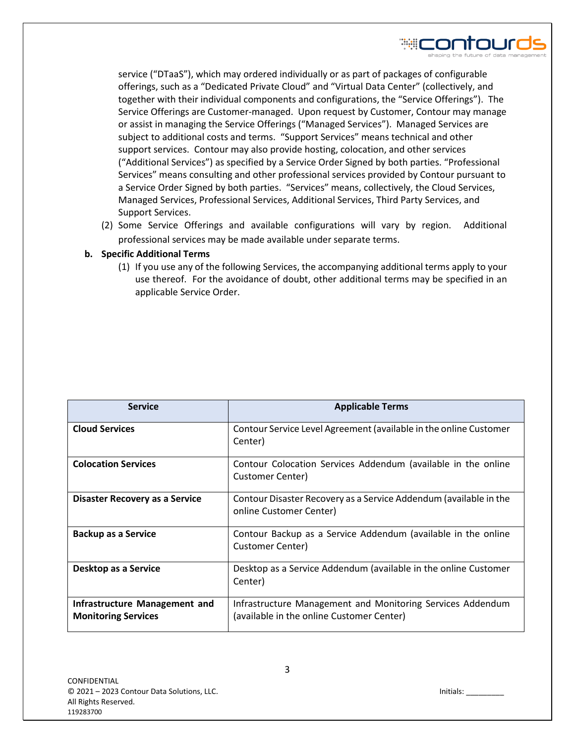service ("DTaaS"), which may ordered individually or as part of packages of configurable offerings, such as a "Dedicated Private Cloud" and "Virtual Data Center" (collectively, and together with their individual components and configurations, the "Service Offerings"). The Service Offerings are Customer-managed. Upon request by Customer, Contour may manage or assist in managing the Service Offerings ("Managed Services"). Managed Services are subject to additional costs and terms. "Support Services" means technical and other support services. Contour may also provide hosting, colocation, and other services ("Additional Services") as specified by a Service Order Signed by both parties. "Professional Services" means consulting and other professional services provided by Contour pursuant to a Service Order Signed by both parties. "Services" means, collectively, the Cloud Services, Managed Services, Professional Services, Additional Services, Third Party Services, and Support Services.

(2) Some Service Offerings and available configurations will vary by region. Additional professional services may be made available under separate terms.

**b. Specific Additional Terms**

(1) If you use any of the following Services, the accompanying additional terms apply to your use thereof. For the avoidance of doubt, other additional terms may be specified in an applicable Service Order.

| Service | Applicable Terms |
|---|---|
| **Cloud Services** | Contour Service Level Agreement (available in the online Customer Center) |
| **Colocation Services** | Contour Colocation Services Addendum (available in the online Customer Center) |
| **Disaster Recovery as a Service** | Contour Disaster Recovery as a Service Addendum (available in the online Customer Center) |
| **Backup as a Service** | Contour Backup as a Service Addendum (available in the online Customer Center) |
| **Desktop as a Service** | Desktop as a Service Addendum (available in the online Customer Center) |
| **Infrastructure Management and Monitoring Services** | Infrastructure Management and Monitoring Services Addendum (available in the online Customer Center) |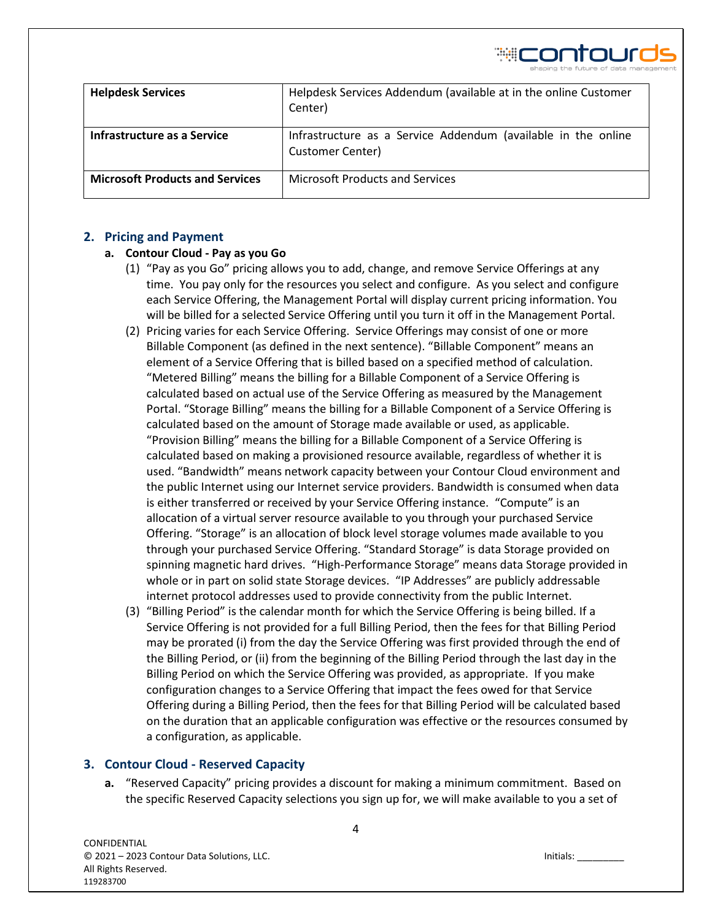| | |
|---|---|
| **Helpdesk Services** | Helpdesk Services Addendum (available at in the online Customer Center) |
| **Infrastructure as a Service** | Infrastructure as a Service Addendum (available in the online Customer Center) |
| **Microsoft Products and Services** | Microsoft Products and Services |

## 2. Pricing and Payment

### a. Contour Cloud - Pay as you Go

(1) "Pay as you Go" pricing allows you to add, change, and remove Service Offerings at any time. You pay only for the resources you select and configure. As you select and configure each Service Offering, the Management Portal will display current pricing information. You will be billed for a selected Service Offering until you turn it off in the Management Portal.

(2) Pricing varies for each Service Offering. Service Offerings may consist of one or more Billable Component (as defined in the next sentence). "Billable Component" means an element of a Service Offering that is billed based on a specified method of calculation. "Metered Billing" means the billing for a Billable Component of a Service Offering is calculated based on actual use of the Service Offering as measured by the Management Portal. "Storage Billing" means the billing for a Billable Component of a Service Offering is calculated based on the amount of Storage made available or used, as applicable. "Provision Billing" means the billing for a Billable Component of a Service Offering is calculated based on making a provisioned resource available, regardless of whether it is used. "Bandwidth" means network capacity between your Contour Cloud environment and the public Internet using our Internet service providers. Bandwidth is consumed when data is either transferred or received by your Service Offering instance. "Compute" is an allocation of a virtual server resource available to you through your purchased Service Offering. "Storage" is an allocation of block level storage volumes made available to you through your purchased Service Offering. "Standard Storage" is data Storage provided on spinning magnetic hard drives. "High-Performance Storage" means data Storage provided in whole or in part on solid state Storage devices. "IP Addresses" are publicly addressable internet protocol addresses used to provide connectivity from the public Internet.

(3) "Billing Period" is the calendar month for which the Service Offering is being billed. If a Service Offering is not provided for a full Billing Period, then the fees for that Billing Period may be prorated (i) from the day the Service Offering was first provided through the end of the Billing Period, or (ii) from the beginning of the Billing Period through the last day in the Billing Period on which the Service Offering was provided, as appropriate. If you make configuration changes to a Service Offering that impact the fees owed for that Service Offering during a Billing Period, then the fees for that Billing Period will be calculated based on the duration that an applicable configuration was effective or the resources consumed by a configuration, as applicable.

## 3. Contour Cloud - Reserved Capacity

**a.** "Reserved Capacity" pricing provides a discount for making a minimum commitment. Based on the specific Reserved Capacity selections you sign up for, we will make available to you a set of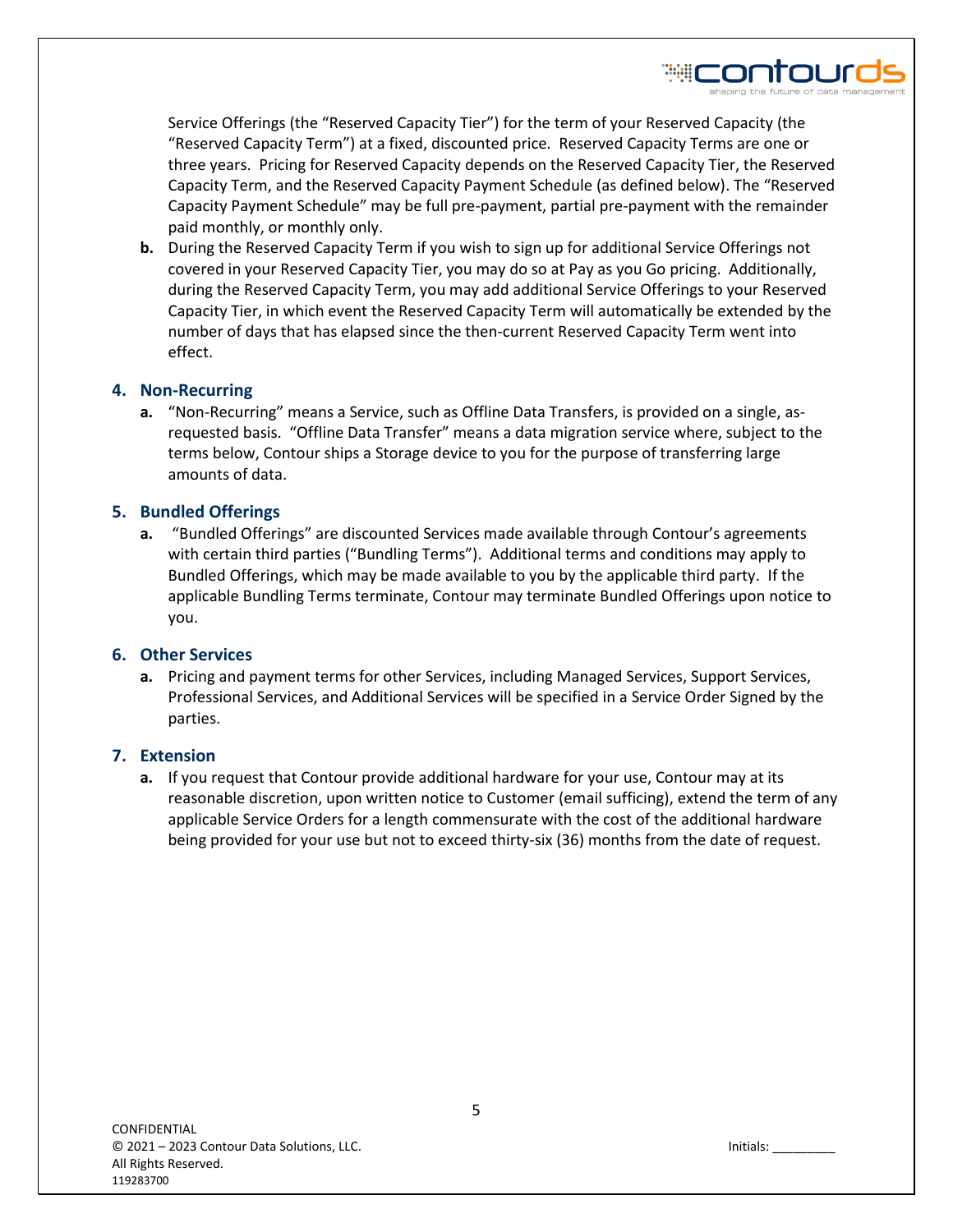Service Offerings (the "Reserved Capacity Tier") for the term of your Reserved Capacity (the "Reserved Capacity Term") at a fixed, discounted price. Reserved Capacity Terms are one or three years. Pricing for Reserved Capacity depends on the Reserved Capacity Tier, the Reserved Capacity Term, and the Reserved Capacity Payment Schedule (as defined below). The "Reserved Capacity Payment Schedule" may be full pre-payment, partial pre-payment with the remainder paid monthly, or monthly only.

**b.** During the Reserved Capacity Term if you wish to sign up for additional Service Offerings not covered in your Reserved Capacity Tier, you may do so at Pay as you Go pricing. Additionally, during the Reserved Capacity Term, you may add additional Service Offerings to your Reserved Capacity Tier, in which event the Reserved Capacity Term will automatically be extended by the number of days that has elapsed since the then-current Reserved Capacity Term went into effect.

## 4. Non-Recurring

**a.** "Non-Recurring" means a Service, such as Offline Data Transfers, is provided on a single, as-requested basis. "Offline Data Transfer" means a data migration service where, subject to the terms below, Contour ships a Storage device to you for the purpose of transferring large amounts of data.

## 5. Bundled Offerings

**a.** "Bundled Offerings" are discounted Services made available through Contour's agreements with certain third parties ("Bundling Terms"). Additional terms and conditions may apply to Bundled Offerings, which may be made available to you by the applicable third party. If the applicable Bundling Terms terminate, Contour may terminate Bundled Offerings upon notice to you.

## 6. Other Services

**a.** Pricing and payment terms for other Services, including Managed Services, Support Services, Professional Services, and Additional Services will be specified in a Service Order Signed by the parties.

## 7. Extension

**a.** If you request that Contour provide additional hardware for your use, Contour may at its reasonable discretion, upon written notice to Customer (email sufficing), extend the term of any applicable Service Orders for a length commensurate with the cost of the additional hardware being provided for your use but not to exceed thirty-six (36) months from the date of request.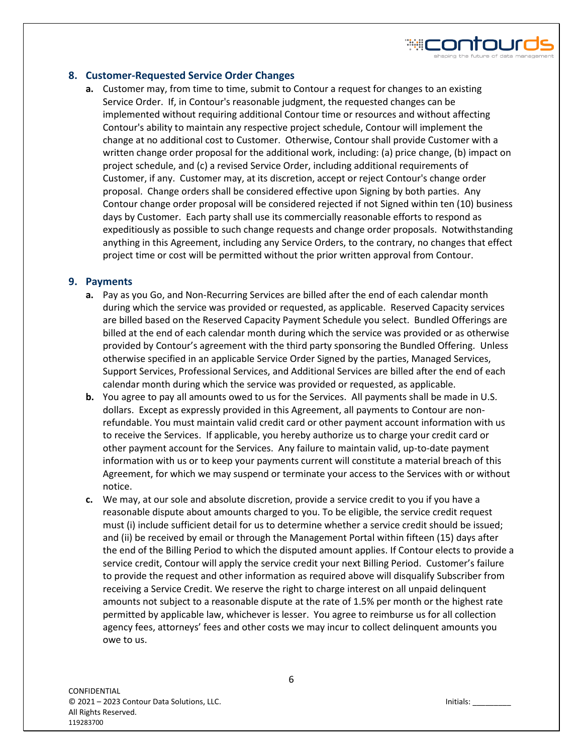## 8. Customer-Requested Service Order Changes

**a.** Customer may, from time to time, submit to Contour a request for changes to an existing Service Order. If, in Contour's reasonable judgment, the requested changes can be implemented without requiring additional Contour time or resources and without affecting Contour's ability to maintain any respective project schedule, Contour will implement the change at no additional cost to Customer. Otherwise, Contour shall provide Customer with a written change order proposal for the additional work, including: (a) price change, (b) impact on project schedule, and (c) a revised Service Order, including additional requirements of Customer, if any. Customer may, at its discretion, accept or reject Contour's change order proposal. Change orders shall be considered effective upon Signing by both parties. Any Contour change order proposal will be considered rejected if not Signed within ten (10) business days by Customer. Each party shall use its commercially reasonable efforts to respond as expeditiously as possible to such change requests and change order proposals. Notwithstanding anything in this Agreement, including any Service Orders, to the contrary, no changes that effect project time or cost will be permitted without the prior written approval from Contour.

## 9. Payments

**a.** Pay as you Go, and Non-Recurring Services are billed after the end of each calendar month during which the service was provided or requested, as applicable. Reserved Capacity services are billed based on the Reserved Capacity Payment Schedule you select. Bundled Offerings are billed at the end of each calendar month during which the service was provided or as otherwise provided by Contour's agreement with the third party sponsoring the Bundled Offering. Unless otherwise specified in an applicable Service Order Signed by the parties, Managed Services, Support Services, Professional Services, and Additional Services are billed after the end of each calendar month during which the service was provided or requested, as applicable.

**b.** You agree to pay all amounts owed to us for the Services. All payments shall be made in U.S. dollars. Except as expressly provided in this Agreement, all payments to Contour are non-refundable. You must maintain valid credit card or other payment account information with us to receive the Services. If applicable, you hereby authorize us to charge your credit card or other payment account for the Services. Any failure to maintain valid, up-to-date payment information with us or to keep your payments current will constitute a material breach of this Agreement, for which we may suspend or terminate your access to the Services with or without notice.

**c.** We may, at our sole and absolute discretion, provide a service credit to you if you have a reasonable dispute about amounts charged to you. To be eligible, the service credit request must (i) include sufficient detail for us to determine whether a service credit should be issued; and (ii) be received by email or through the Management Portal within fifteen (15) days after the end of the Billing Period to which the disputed amount applies. If Contour elects to provide a service credit, Contour will apply the service credit your next Billing Period. Customer's failure to provide the request and other information as required above will disqualify Subscriber from receiving a Service Credit. We reserve the right to charge interest on all unpaid delinquent amounts not subject to a reasonable dispute at the rate of 1.5% per month or the highest rate permitted by applicable law, whichever is lesser. You agree to reimburse us for all collection agency fees, attorneys' fees and other costs we may incur to collect delinquent amounts you owe to us.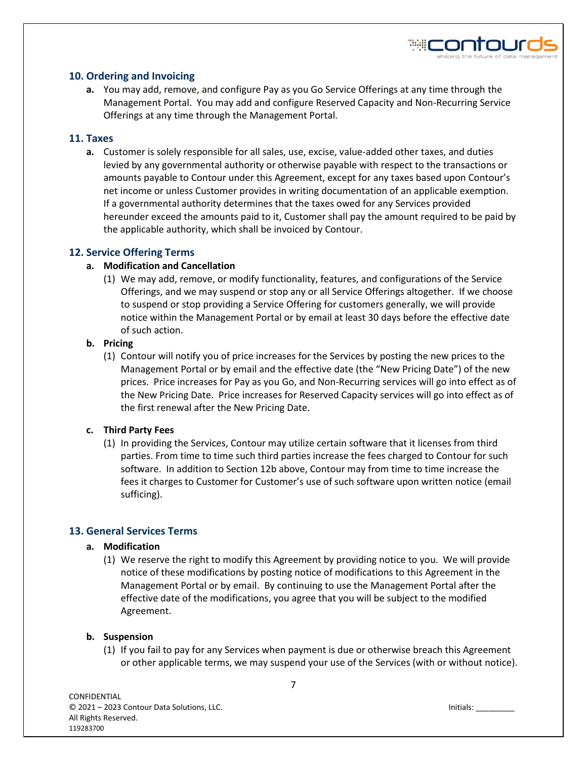## 10. Ordering and Invoicing

**a.** You may add, remove, and configure Pay as you Go Service Offerings at any time through the Management Portal. You may add and configure Reserved Capacity and Non-Recurring Service Offerings at any time through the Management Portal.

## 11. Taxes

**a.** Customer is solely responsible for all sales, use, excise, value-added other taxes, and duties levied by any governmental authority or otherwise payable with respect to the transactions or amounts payable to Contour under this Agreement, except for any taxes based upon Contour's net income or unless Customer provides in writing documentation of an applicable exemption. If a governmental authority determines that the taxes owed for any Services provided hereunder exceed the amounts paid to it, Customer shall pay the amount required to be paid by the applicable authority, which shall be invoiced by Contour.

## 12. Service Offering Terms

**a. Modification and Cancellation**

(1) We may add, remove, or modify functionality, features, and configurations of the Service Offerings, and we may suspend or stop any or all Service Offerings altogether. If we choose to suspend or stop providing a Service Offering for customers generally, we will provide notice within the Management Portal or by email at least 30 days before the effective date of such action.

**b. Pricing**

(1) Contour will notify you of price increases for the Services by posting the new prices to the Management Portal or by email and the effective date (the "New Pricing Date") of the new prices. Price increases for Pay as you Go, and Non-Recurring services will go into effect as of the New Pricing Date. Price increases for Reserved Capacity services will go into effect as of the first renewal after the New Pricing Date.

**c. Third Party Fees**

(1) In providing the Services, Contour may utilize certain software that it licenses from third parties. From time to time such third parties increase the fees charged to Contour for such software. In addition to Section 12b above, Contour may from time to time increase the fees it charges to Customer for Customer's use of such software upon written notice (email sufficing).

## 13. General Services Terms

**a. Modification**

(1) We reserve the right to modify this Agreement by providing notice to you. We will provide notice of these modifications by posting notice of modifications to this Agreement in the Management Portal or by email. By continuing to use the Management Portal after the effective date of the modifications, you agree that you will be subject to the modified Agreement.

**b. Suspension**

(1) If you fail to pay for any Services when payment is due or otherwise breach this Agreement or other applicable terms, we may suspend your use of the Services (with or without notice).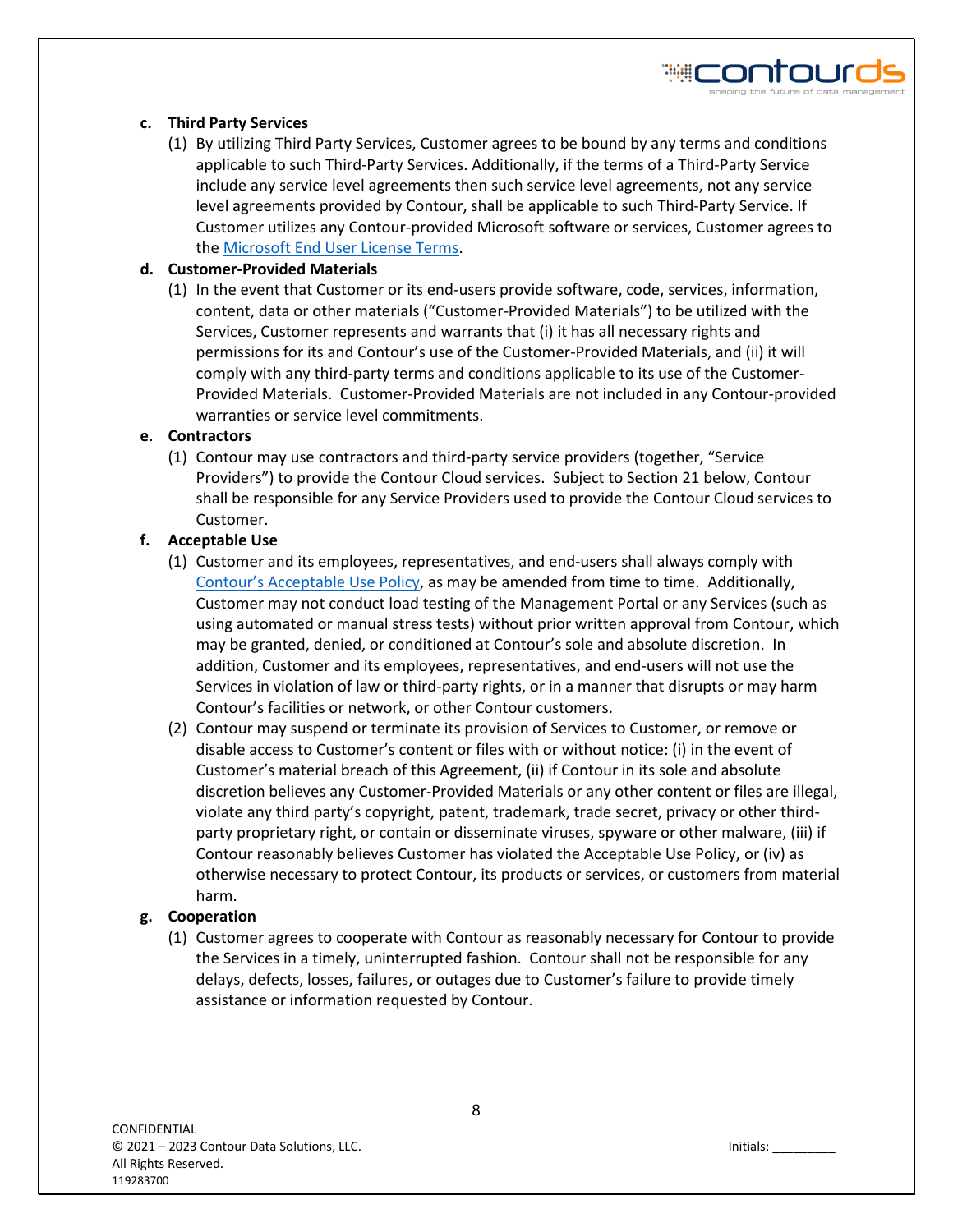**c. Third Party Services**

(1) By utilizing Third Party Services, Customer agrees to be bound by any terms and conditions applicable to such Third-Party Services. Additionally, if the terms of a Third-Party Service include any service level agreements then such service level agreements, not any service level agreements provided by Contour, shall be applicable to such Third-Party Service. If Customer utilizes any Contour-provided Microsoft software or services, Customer agrees to the Microsoft End User License Terms.

**d. Customer-Provided Materials**

(1) In the event that Customer or its end-users provide software, code, services, information, content, data or other materials ("Customer-Provided Materials") to be utilized with the Services, Customer represents and warrants that (i) it has all necessary rights and permissions for its and Contour's use of the Customer-Provided Materials, and (ii) it will comply with any third-party terms and conditions applicable to its use of the Customer-Provided Materials. Customer-Provided Materials are not included in any Contour-provided warranties or service level commitments.

**e. Contractors**

(1) Contour may use contractors and third-party service providers (together, "Service Providers") to provide the Contour Cloud services. Subject to Section 21 below, Contour shall be responsible for any Service Providers used to provide the Contour Cloud services to Customer.

**f. Acceptable Use**

(1) Customer and its employees, representatives, and end-users shall always comply with Contour's Acceptable Use Policy, as may be amended from time to time. Additionally, Customer may not conduct load testing of the Management Portal or any Services (such as using automated or manual stress tests) without prior written approval from Contour, which may be granted, denied, or conditioned at Contour's sole and absolute discretion. In addition, Customer and its employees, representatives, and end-users will not use the Services in violation of law or third-party rights, or in a manner that disrupts or may harm Contour's facilities or network, or other Contour customers.

(2) Contour may suspend or terminate its provision of Services to Customer, or remove or disable access to Customer's content or files with or without notice: (i) in the event of Customer's material breach of this Agreement, (ii) if Contour in its sole and absolute discretion believes any Customer-Provided Materials or any other content or files are illegal, violate any third party's copyright, patent, trademark, trade secret, privacy or other third-party proprietary right, or contain or disseminate viruses, spyware or other malware, (iii) if Contour reasonably believes Customer has violated the Acceptable Use Policy, or (iv) as otherwise necessary to protect Contour, its products or services, or customers from material harm.

**g. Cooperation**

(1) Customer agrees to cooperate with Contour as reasonably necessary for Contour to provide the Services in a timely, uninterrupted fashion. Contour shall not be responsible for any delays, defects, losses, failures, or outages due to Customer's failure to provide timely assistance or information requested by Contour.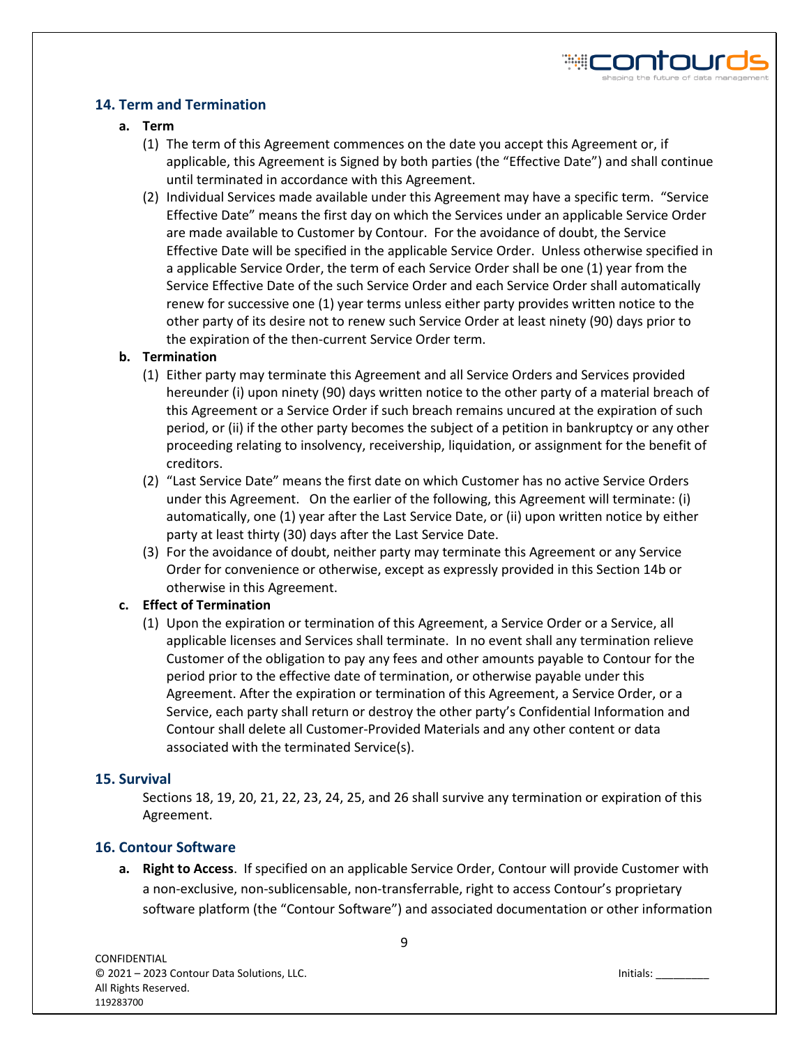## 14. Term and Termination

**a. Term**

(1) The term of this Agreement commences on the date you accept this Agreement or, if applicable, this Agreement is Signed by both parties (the "Effective Date") and shall continue until terminated in accordance with this Agreement.

(2) Individual Services made available under this Agreement may have a specific term. "Service Effective Date" means the first day on which the Services under an applicable Service Order are made available to Customer by Contour. For the avoidance of doubt, the Service Effective Date will be specified in the applicable Service Order. Unless otherwise specified in a applicable Service Order, the term of each Service Order shall be one (1) year from the Service Effective Date of the such Service Order and each Service Order shall automatically renew for successive one (1) year terms unless either party provides written notice to the other party of its desire not to renew such Service Order at least ninety (90) days prior to the expiration of the then-current Service Order term.

**b. Termination**

(1) Either party may terminate this Agreement and all Service Orders and Services provided hereunder (i) upon ninety (90) days written notice to the other party of a material breach of this Agreement or a Service Order if such breach remains uncured at the expiration of such period, or (ii) if the other party becomes the subject of a petition in bankruptcy or any other proceeding relating to insolvency, receivership, liquidation, or assignment for the benefit of creditors.

(2) "Last Service Date" means the first date on which Customer has no active Service Orders under this Agreement. On the earlier of the following, this Agreement will terminate: (i) automatically, one (1) year after the Last Service Date, or (ii) upon written notice by either party at least thirty (30) days after the Last Service Date.

(3) For the avoidance of doubt, neither party may terminate this Agreement or any Service Order for convenience or otherwise, except as expressly provided in this Section 14b or otherwise in this Agreement.

**c. Effect of Termination**

(1) Upon the expiration or termination of this Agreement, a Service Order or a Service, all applicable licenses and Services shall terminate. In no event shall any termination relieve Customer of the obligation to pay any fees and other amounts payable to Contour for the period prior to the effective date of termination, or otherwise payable under this Agreement. After the expiration or termination of this Agreement, a Service Order, or a Service, each party shall return or destroy the other party's Confidential Information and Contour shall delete all Customer-Provided Materials and any other content or data associated with the terminated Service(s).

## 15. Survival

Sections 18, 19, 20, 21, 22, 23, 24, 25, and 26 shall survive any termination or expiration of this Agreement.

## 16. Contour Software

**a. Right to Access**. If specified on an applicable Service Order, Contour will provide Customer with a non-exclusive, non-sublicensable, non-transferrable, right to access Contour's proprietary software platform (the "Contour Software") and associated documentation or other information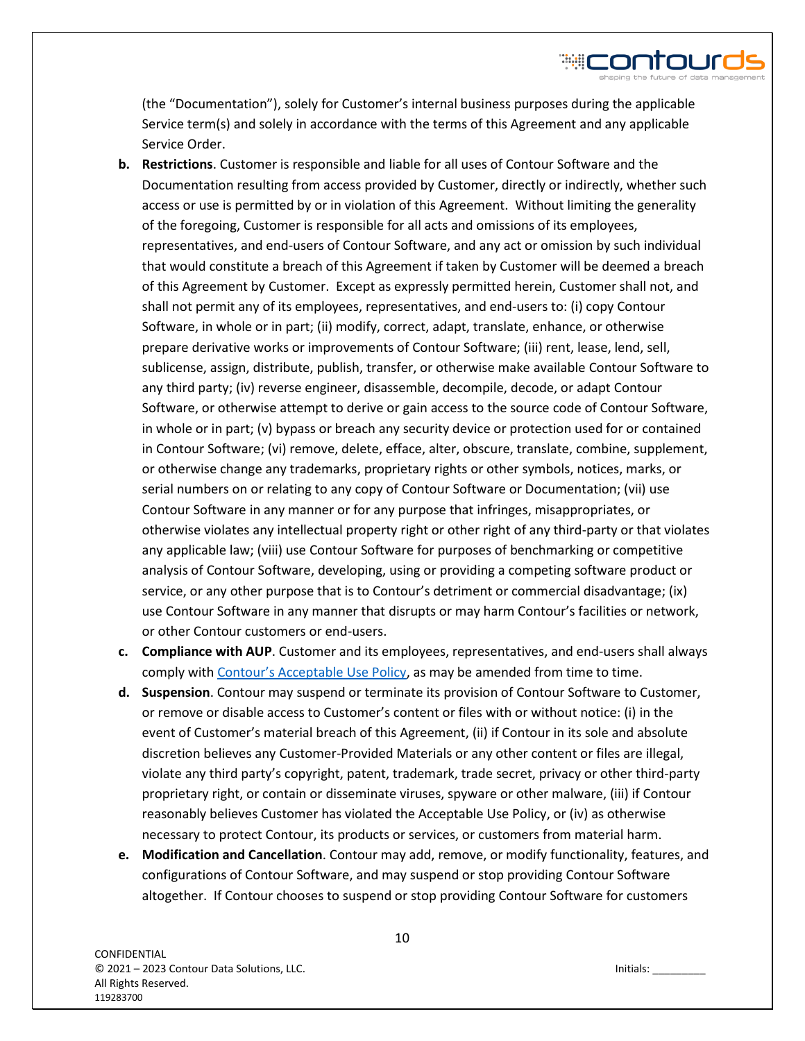(the "Documentation"), solely for Customer's internal business purposes during the applicable Service term(s) and solely in accordance with the terms of this Agreement and any applicable Service Order.

**b. Restrictions**. Customer is responsible and liable for all uses of Contour Software and the Documentation resulting from access provided by Customer, directly or indirectly, whether such access or use is permitted by or in violation of this Agreement. Without limiting the generality of the foregoing, Customer is responsible for all acts and omissions of its employees, representatives, and end-users of Contour Software, and any act or omission by such individual that would constitute a breach of this Agreement if taken by Customer will be deemed a breach of this Agreement by Customer. Except as expressly permitted herein, Customer shall not, and shall not permit any of its employees, representatives, and end-users to: (i) copy Contour Software, in whole or in part; (ii) modify, correct, adapt, translate, enhance, or otherwise prepare derivative works or improvements of Contour Software; (iii) rent, lease, lend, sell, sublicense, assign, distribute, publish, transfer, or otherwise make available Contour Software to any third party; (iv) reverse engineer, disassemble, decompile, decode, or adapt Contour Software, or otherwise attempt to derive or gain access to the source code of Contour Software, in whole or in part; (v) bypass or breach any security device or protection used for or contained in Contour Software; (vi) remove, delete, efface, alter, obscure, translate, combine, supplement, or otherwise change any trademarks, proprietary rights or other symbols, notices, marks, or serial numbers on or relating to any copy of Contour Software or Documentation; (vii) use Contour Software in any manner or for any purpose that infringes, misappropriates, or otherwise violates any intellectual property right or other right of any third-party or that violates any applicable law; (viii) use Contour Software for purposes of benchmarking or competitive analysis of Contour Software, developing, using or providing a competing software product or service, or any other purpose that is to Contour's detriment or commercial disadvantage; (ix) use Contour Software in any manner that disrupts or may harm Contour's facilities or network, or other Contour customers or end-users.

**c. Compliance with AUP**. Customer and its employees, representatives, and end-users shall always comply with Contour's Acceptable Use Policy, as may be amended from time to time.

**d. Suspension**. Contour may suspend or terminate its provision of Contour Software to Customer, or remove or disable access to Customer's content or files with or without notice: (i) in the event of Customer's material breach of this Agreement, (ii) if Contour in its sole and absolute discretion believes any Customer-Provided Materials or any other content or files are illegal, violate any third party's copyright, patent, trademark, trade secret, privacy or other third-party proprietary right, or contain or disseminate viruses, spyware or other malware, (iii) if Contour reasonably believes Customer has violated the Acceptable Use Policy, or (iv) as otherwise necessary to protect Contour, its products or services, or customers from material harm.

**e. Modification and Cancellation**. Contour may add, remove, or modify functionality, features, and configurations of Contour Software, and may suspend or stop providing Contour Software altogether. If Contour chooses to suspend or stop providing Contour Software for customers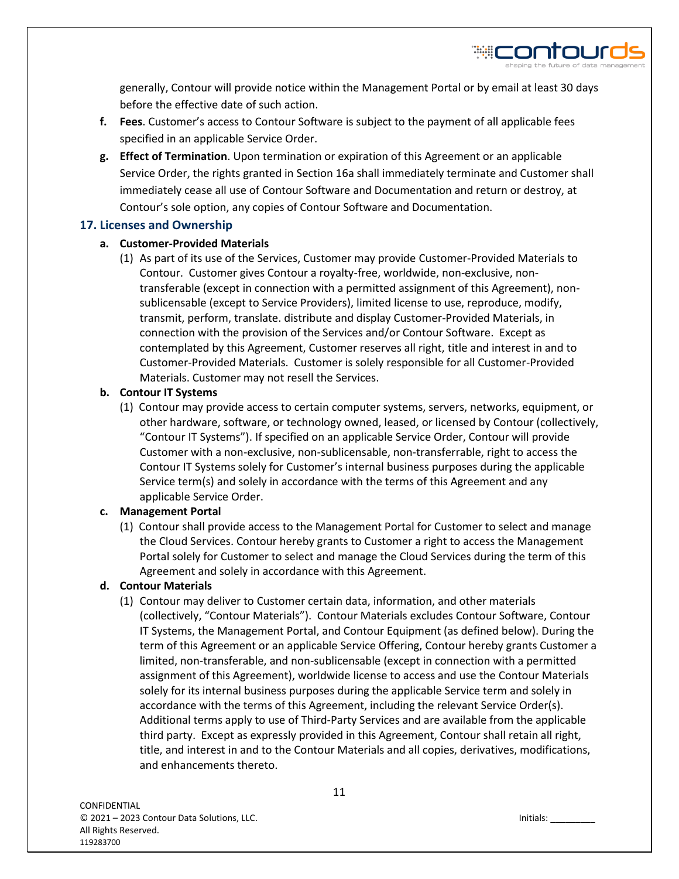generally, Contour will provide notice within the Management Portal or by email at least 30 days before the effective date of such action.

**f. Fees**. Customer's access to Contour Software is subject to the payment of all applicable fees specified in an applicable Service Order.

**g. Effect of Termination**. Upon termination or expiration of this Agreement or an applicable Service Order, the rights granted in Section 16a shall immediately terminate and Customer shall immediately cease all use of Contour Software and Documentation and return or destroy, at Contour's sole option, any copies of Contour Software and Documentation.

## 17. Licenses and Ownership

**a. Customer-Provided Materials**

(1) As part of its use of the Services, Customer may provide Customer-Provided Materials to Contour. Customer gives Contour a royalty-free, worldwide, non-exclusive, non-transferable (except in connection with a permitted assignment of this Agreement), non-sublicensable (except to Service Providers), limited license to use, reproduce, modify, transmit, perform, translate. distribute and display Customer-Provided Materials, in connection with the provision of the Services and/or Contour Software. Except as contemplated by this Agreement, Customer reserves all right, title and interest in and to Customer-Provided Materials. Customer is solely responsible for all Customer-Provided Materials. Customer may not resell the Services.

**b. Contour IT Systems**

(1) Contour may provide access to certain computer systems, servers, networks, equipment, or other hardware, software, or technology owned, leased, or licensed by Contour (collectively, "Contour IT Systems"). If specified on an applicable Service Order, Contour will provide Customer with a non-exclusive, non-sublicensable, non-transferrable, right to access the Contour IT Systems solely for Customer's internal business purposes during the applicable Service term(s) and solely in accordance with the terms of this Agreement and any applicable Service Order.

**c. Management Portal**

(1) Contour shall provide access to the Management Portal for Customer to select and manage the Cloud Services. Contour hereby grants to Customer a right to access the Management Portal solely for Customer to select and manage the Cloud Services during the term of this Agreement and solely in accordance with this Agreement.

**d. Contour Materials**

(1) Contour may deliver to Customer certain data, information, and other materials (collectively, "Contour Materials"). Contour Materials excludes Contour Software, Contour IT Systems, the Management Portal, and Contour Equipment (as defined below). During the term of this Agreement or an applicable Service Offering, Contour hereby grants Customer a limited, non-transferable, and non-sublicensable (except in connection with a permitted assignment of this Agreement), worldwide license to access and use the Contour Materials solely for its internal business purposes during the applicable Service term and solely in accordance with the terms of this Agreement, including the relevant Service Order(s). Additional terms apply to use of Third-Party Services and are available from the applicable third party. Except as expressly provided in this Agreement, Contour shall retain all right, title, and interest in and to the Contour Materials and all copies, derivatives, modifications, and enhancements thereto.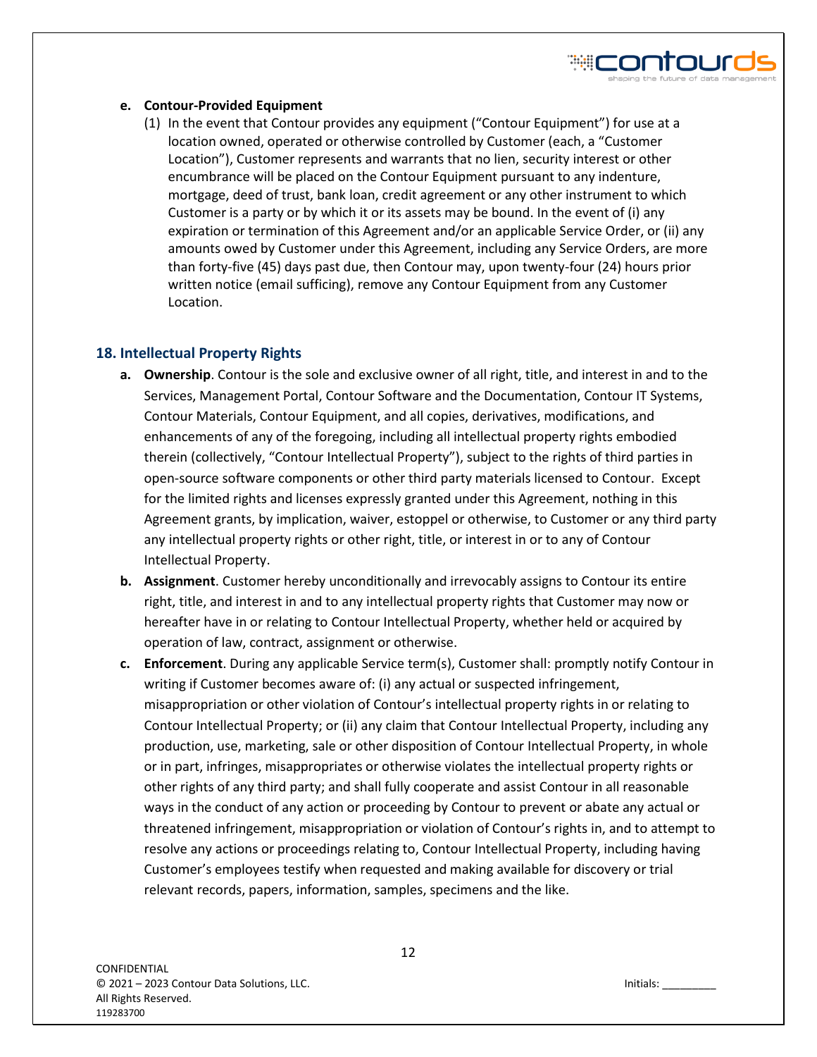**e. Contour-Provided Equipment**

(1) In the event that Contour provides any equipment ("Contour Equipment") for use at a location owned, operated or otherwise controlled by Customer (each, a "Customer Location"), Customer represents and warrants that no lien, security interest or other encumbrance will be placed on the Contour Equipment pursuant to any indenture, mortgage, deed of trust, bank loan, credit agreement or any other instrument to which Customer is a party or by which it or its assets may be bound. In the event of (i) any expiration or termination of this Agreement and/or an applicable Service Order, or (ii) any amounts owed by Customer under this Agreement, including any Service Orders, are more than forty-five (45) days past due, then Contour may, upon twenty-four (24) hours prior written notice (email sufficing), remove any Contour Equipment from any Customer Location.

## 18. Intellectual Property Rights

**a. Ownership**. Contour is the sole and exclusive owner of all right, title, and interest in and to the Services, Management Portal, Contour Software and the Documentation, Contour IT Systems, Contour Materials, Contour Equipment, and all copies, derivatives, modifications, and enhancements of any of the foregoing, including all intellectual property rights embodied therein (collectively, "Contour Intellectual Property"), subject to the rights of third parties in open-source software components or other third party materials licensed to Contour. Except for the limited rights and licenses expressly granted under this Agreement, nothing in this Agreement grants, by implication, waiver, estoppel or otherwise, to Customer or any third party any intellectual property rights or other right, title, or interest in or to any of Contour Intellectual Property.

**b. Assignment**. Customer hereby unconditionally and irrevocably assigns to Contour its entire right, title, and interest in and to any intellectual property rights that Customer may now or hereafter have in or relating to Contour Intellectual Property, whether held or acquired by operation of law, contract, assignment or otherwise.

**c. Enforcement**. During any applicable Service term(s), Customer shall: promptly notify Contour in writing if Customer becomes aware of: (i) any actual or suspected infringement, misappropriation or other violation of Contour's intellectual property rights in or relating to Contour Intellectual Property; or (ii) any claim that Contour Intellectual Property, including any production, use, marketing, sale or other disposition of Contour Intellectual Property, in whole or in part, infringes, misappropriates or otherwise violates the intellectual property rights or other rights of any third party; and shall fully cooperate and assist Contour in all reasonable ways in the conduct of any action or proceeding by Contour to prevent or abate any actual or threatened infringement, misappropriation or violation of Contour's rights in, and to attempt to resolve any actions or proceedings relating to, Contour Intellectual Property, including having Customer's employees testify when requested and making available for discovery or trial relevant records, papers, information, samples, specimens and the like.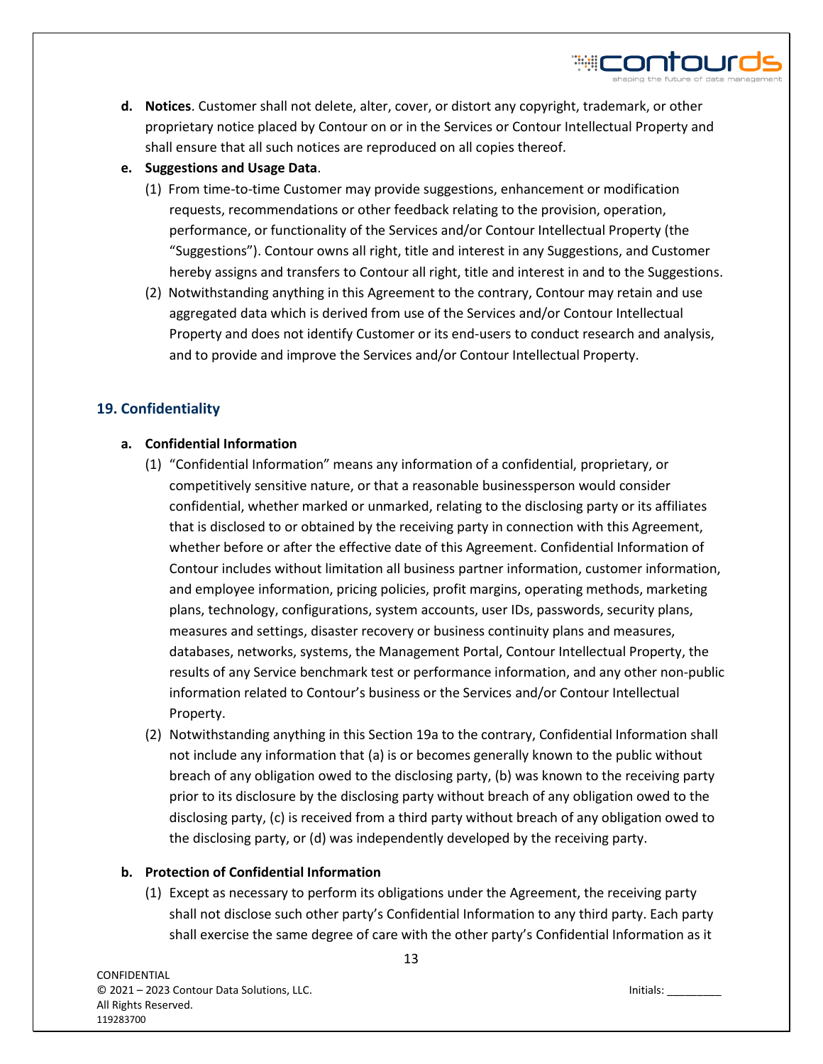**d. Notices**. Customer shall not delete, alter, cover, or distort any copyright, trademark, or other proprietary notice placed by Contour on or in the Services or Contour Intellectual Property and shall ensure that all such notices are reproduced on all copies thereof.

**e. Suggestions and Usage Data**.

(1) From time-to-time Customer may provide suggestions, enhancement or modification requests, recommendations or other feedback relating to the provision, operation, performance, or functionality of the Services and/or Contour Intellectual Property (the "Suggestions"). Contour owns all right, title and interest in any Suggestions, and Customer hereby assigns and transfers to Contour all right, title and interest in and to the Suggestions.

(2) Notwithstanding anything in this Agreement to the contrary, Contour may retain and use aggregated data which is derived from use of the Services and/or Contour Intellectual Property and does not identify Customer or its end-users to conduct research and analysis, and to provide and improve the Services and/or Contour Intellectual Property.

## 19. Confidentiality

**a. Confidential Information**

(1) "Confidential Information" means any information of a confidential, proprietary, or competitively sensitive nature, or that a reasonable businessperson would consider confidential, whether marked or unmarked, relating to the disclosing party or its affiliates that is disclosed to or obtained by the receiving party in connection with this Agreement, whether before or after the effective date of this Agreement. Confidential Information of Contour includes without limitation all business partner information, customer information, and employee information, pricing policies, profit margins, operating methods, marketing plans, technology, configurations, system accounts, user IDs, passwords, security plans, measures and settings, disaster recovery or business continuity plans and measures, databases, networks, systems, the Management Portal, Contour Intellectual Property, the results of any Service benchmark test or performance information, and any other non-public information related to Contour's business or the Services and/or Contour Intellectual Property.

(2) Notwithstanding anything in this Section 19a to the contrary, Confidential Information shall not include any information that (a) is or becomes generally known to the public without breach of any obligation owed to the disclosing party, (b) was known to the receiving party prior to its disclosure by the disclosing party without breach of any obligation owed to the disclosing party, (c) is received from a third party without breach of any obligation owed to the disclosing party, or (d) was independently developed by the receiving party.

**b. Protection of Confidential Information**

(1) Except as necessary to perform its obligations under the Agreement, the receiving party shall not disclose such other party's Confidential Information to any third party. Each party shall exercise the same degree of care with the other party's Confidential Information as it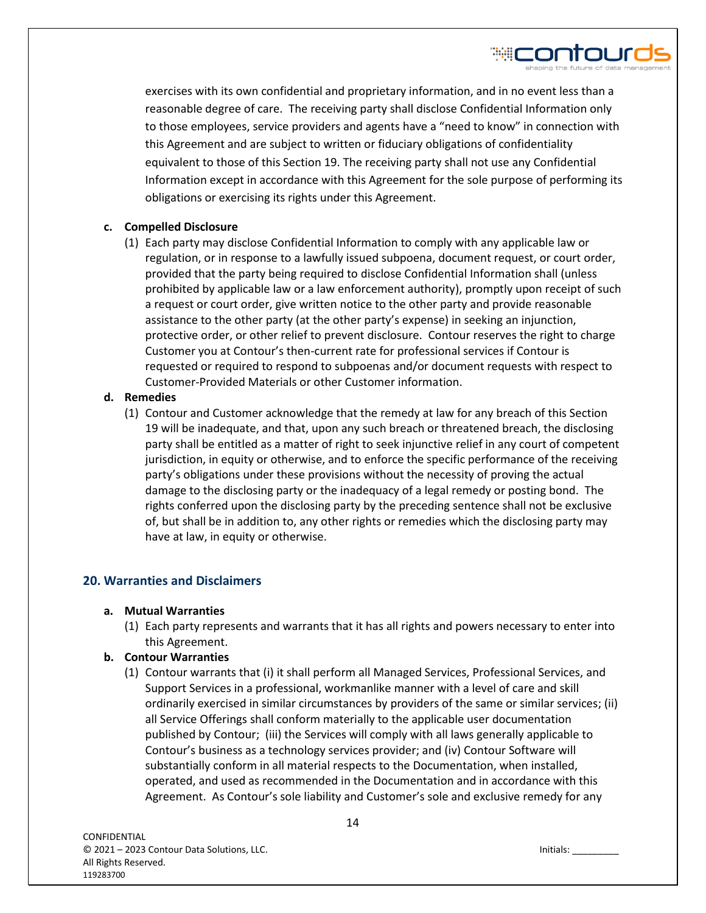exercises with its own confidential and proprietary information, and in no event less than a reasonable degree of care. The receiving party shall disclose Confidential Information only to those employees, service providers and agents have a "need to know" in connection with this Agreement and are subject to written or fiduciary obligations of confidentiality equivalent to those of this Section 19. The receiving party shall not use any Confidential Information except in accordance with this Agreement for the sole purpose of performing its obligations or exercising its rights under this Agreement.

**c. Compelled Disclosure**

(1) Each party may disclose Confidential Information to comply with any applicable law or regulation, or in response to a lawfully issued subpoena, document request, or court order, provided that the party being required to disclose Confidential Information shall (unless prohibited by applicable law or a law enforcement authority), promptly upon receipt of such a request or court order, give written notice to the other party and provide reasonable assistance to the other party (at the other party's expense) in seeking an injunction, protective order, or other relief to prevent disclosure. Contour reserves the right to charge Customer you at Contour's then-current rate for professional services if Contour is requested or required to respond to subpoenas and/or document requests with respect to Customer-Provided Materials or other Customer information.

**d. Remedies**

(1) Contour and Customer acknowledge that the remedy at law for any breach of this Section 19 will be inadequate, and that, upon any such breach or threatened breach, the disclosing party shall be entitled as a matter of right to seek injunctive relief in any court of competent jurisdiction, in equity or otherwise, and to enforce the specific performance of the receiving party's obligations under these provisions without the necessity of proving the actual damage to the disclosing party or the inadequacy of a legal remedy or posting bond. The rights conferred upon the disclosing party by the preceding sentence shall not be exclusive of, but shall be in addition to, any other rights or remedies which the disclosing party may have at law, in equity or otherwise.

## 20. Warranties and Disclaimers

**a. Mutual Warranties**

(1) Each party represents and warrants that it has all rights and powers necessary to enter into this Agreement.

**b. Contour Warranties**

(1) Contour warrants that (i) it shall perform all Managed Services, Professional Services, and Support Services in a professional, workmanlike manner with a level of care and skill ordinarily exercised in similar circumstances by providers of the same or similar services; (ii) all Service Offerings shall conform materially to the applicable user documentation published by Contour; (iii) the Services will comply with all laws generally applicable to Contour's business as a technology services provider; and (iv) Contour Software will substantially conform in all material respects to the Documentation, when installed, operated, and used as recommended in the Documentation and in accordance with this Agreement. As Contour's sole liability and Customer's sole and exclusive remedy for any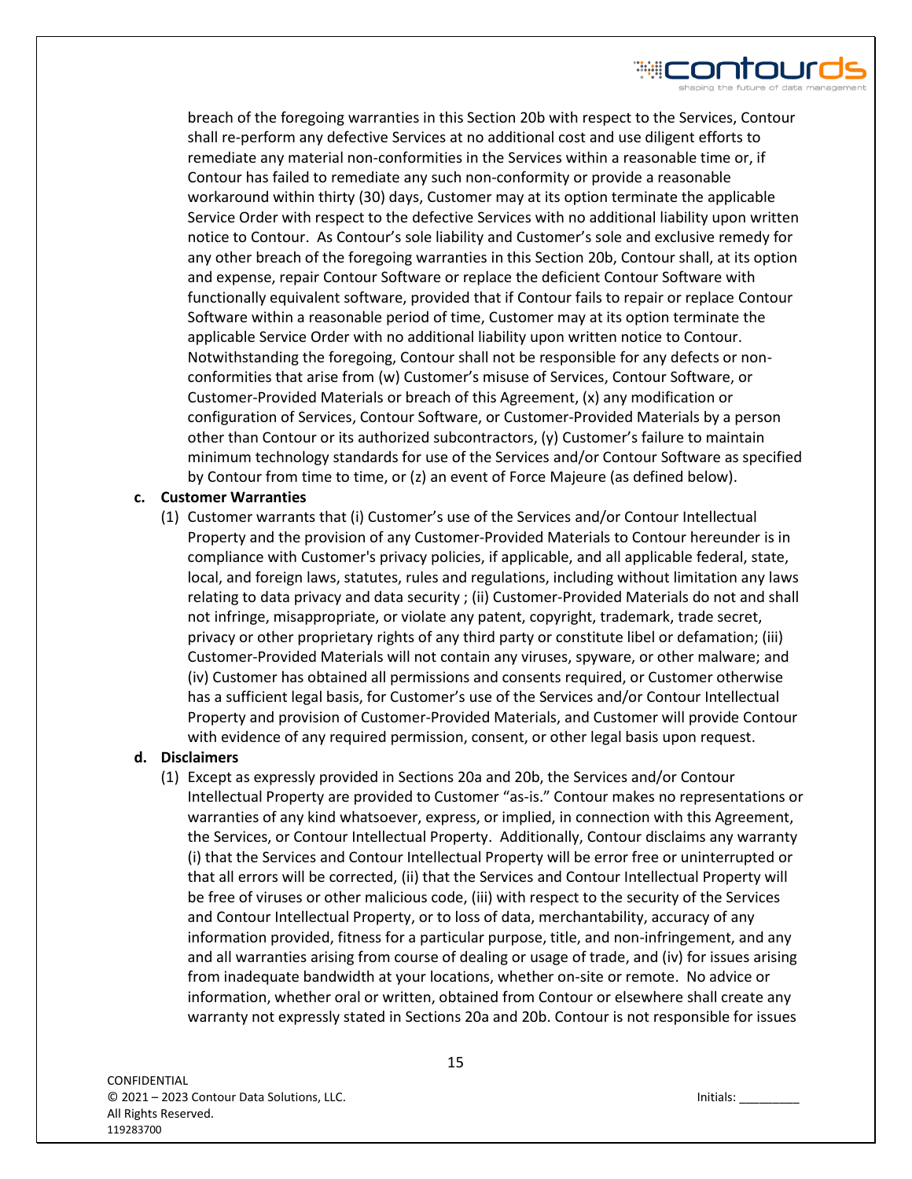breach of the foregoing warranties in this Section 20b with respect to the Services, Contour shall re-perform any defective Services at no additional cost and use diligent efforts to remediate any material non-conformities in the Services within a reasonable time or, if Contour has failed to remediate any such non-conformity or provide a reasonable workaround within thirty (30) days, Customer may at its option terminate the applicable Service Order with respect to the defective Services with no additional liability upon written notice to Contour. As Contour's sole liability and Customer's sole and exclusive remedy for any other breach of the foregoing warranties in this Section 20b, Contour shall, at its option and expense, repair Contour Software or replace the deficient Contour Software with functionally equivalent software, provided that if Contour fails to repair or replace Contour Software within a reasonable period of time, Customer may at its option terminate the applicable Service Order with no additional liability upon written notice to Contour. Notwithstanding the foregoing, Contour shall not be responsible for any defects or non-conformities that arise from (w) Customer's misuse of Services, Contour Software, or Customer-Provided Materials or breach of this Agreement, (x) any modification or configuration of Services, Contour Software, or Customer-Provided Materials by a person other than Contour or its authorized subcontractors, (y) Customer's failure to maintain minimum technology standards for use of the Services and/or Contour Software as specified by Contour from time to time, or (z) an event of Force Majeure (as defined below).

**c. Customer Warranties**

(1) Customer warrants that (i) Customer's use of the Services and/or Contour Intellectual Property and the provision of any Customer-Provided Materials to Contour hereunder is in compliance with Customer's privacy policies, if applicable, and all applicable federal, state, local, and foreign laws, statutes, rules and regulations, including without limitation any laws relating to data privacy and data security ; (ii) Customer-Provided Materials do not and shall not infringe, misappropriate, or violate any patent, copyright, trademark, trade secret, privacy or other proprietary rights of any third party or constitute libel or defamation; (iii) Customer-Provided Materials will not contain any viruses, spyware, or other malware; and (iv) Customer has obtained all permissions and consents required, or Customer otherwise has a sufficient legal basis, for Customer's use of the Services and/or Contour Intellectual Property and provision of Customer-Provided Materials, and Customer will provide Contour with evidence of any required permission, consent, or other legal basis upon request.

**d. Disclaimers**

(1) Except as expressly provided in Sections 20a and 20b, the Services and/or Contour Intellectual Property are provided to Customer "as-is." Contour makes no representations or warranties of any kind whatsoever, express, or implied, in connection with this Agreement, the Services, or Contour Intellectual Property. Additionally, Contour disclaims any warranty (i) that the Services and Contour Intellectual Property will be error free or uninterrupted or that all errors will be corrected, (ii) that the Services and Contour Intellectual Property will be free of viruses or other malicious code, (iii) with respect to the security of the Services and Contour Intellectual Property, or to loss of data, merchantability, accuracy of any information provided, fitness for a particular purpose, title, and non-infringement, and any and all warranties arising from course of dealing or usage of trade, and (iv) for issues arising from inadequate bandwidth at your locations, whether on-site or remote. No advice or information, whether oral or written, obtained from Contour or elsewhere shall create any warranty not expressly stated in Sections 20a and 20b. Contour is not responsible for issues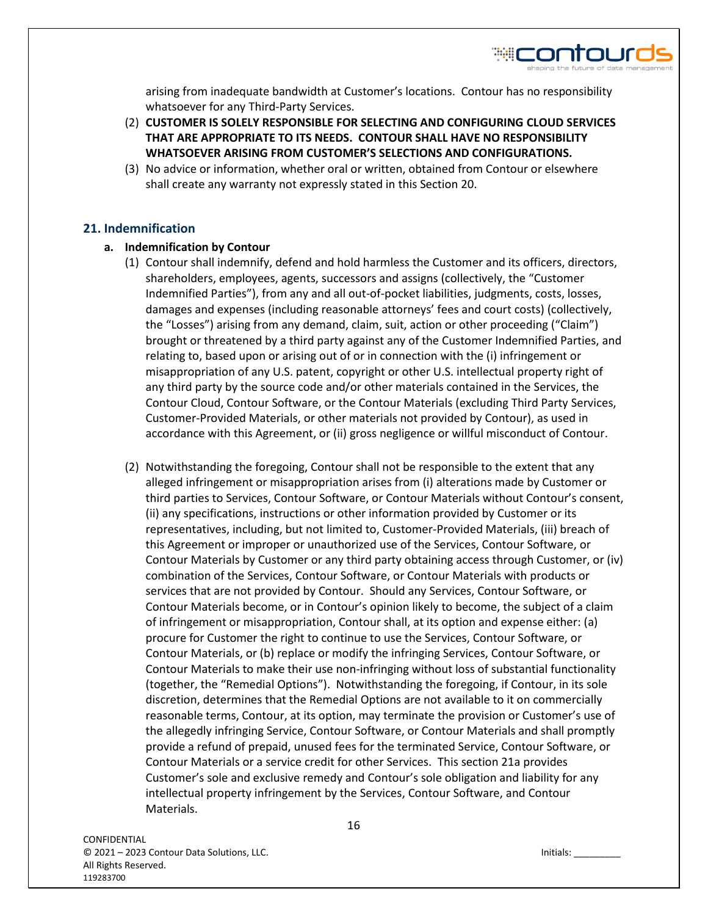arising from inadequate bandwidth at Customer's locations. Contour has no responsibility whatsoever for any Third-Party Services.

(2) **CUSTOMER IS SOLELY RESPONSIBLE FOR SELECTING AND CONFIGURING CLOUD SERVICES THAT ARE APPROPRIATE TO ITS NEEDS. CONTOUR SHALL HAVE NO RESPONSIBILITY WHATSOEVER ARISING FROM CUSTOMER'S SELECTIONS AND CONFIGURATIONS.**

(3) No advice or information, whether oral or written, obtained from Contour or elsewhere shall create any warranty not expressly stated in this Section 20.

## 21. Indemnification

### a. Indemnification by Contour

(1) Contour shall indemnify, defend and hold harmless the Customer and its officers, directors, shareholders, employees, agents, successors and assigns (collectively, the "Customer Indemnified Parties"), from any and all out-of-pocket liabilities, judgments, costs, losses, damages and expenses (including reasonable attorneys' fees and court costs) (collectively, the "Losses") arising from any demand, claim, suit, action or other proceeding ("Claim") brought or threatened by a third party against any of the Customer Indemnified Parties, and relating to, based upon or arising out of or in connection with the (i) infringement or misappropriation of any U.S. patent, copyright or other U.S. intellectual property right of any third party by the source code and/or other materials contained in the Services, the Contour Cloud, Contour Software, or the Contour Materials (excluding Third Party Services, Customer-Provided Materials, or other materials not provided by Contour), as used in accordance with this Agreement, or (ii) gross negligence or willful misconduct of Contour.

(2) Notwithstanding the foregoing, Contour shall not be responsible to the extent that any alleged infringement or misappropriation arises from (i) alterations made by Customer or third parties to Services, Contour Software, or Contour Materials without Contour's consent, (ii) any specifications, instructions or other information provided by Customer or its representatives, including, but not limited to, Customer-Provided Materials, (iii) breach of this Agreement or improper or unauthorized use of the Services, Contour Software, or Contour Materials by Customer or any third party obtaining access through Customer, or (iv) combination of the Services, Contour Software, or Contour Materials with products or services that are not provided by Contour. Should any Services, Contour Software, or Contour Materials become, or in Contour's opinion likely to become, the subject of a claim of infringement or misappropriation, Contour shall, at its option and expense either: (a) procure for Customer the right to continue to use the Services, Contour Software, or Contour Materials, or (b) replace or modify the infringing Services, Contour Software, or Contour Materials to make their use non-infringing without loss of substantial functionality (together, the "Remedial Options"). Notwithstanding the foregoing, if Contour, in its sole discretion, determines that the Remedial Options are not available to it on commercially reasonable terms, Contour, at its option, may terminate the provision or Customer's use of the allegedly infringing Service, Contour Software, or Contour Materials and shall promptly provide a refund of prepaid, unused fees for the terminated Service, Contour Software, or Contour Materials or a service credit for other Services. This section 21a provides Customer's sole and exclusive remedy and Contour's sole obligation and liability for any intellectual property infringement by the Services, Contour Software, and Contour Materials.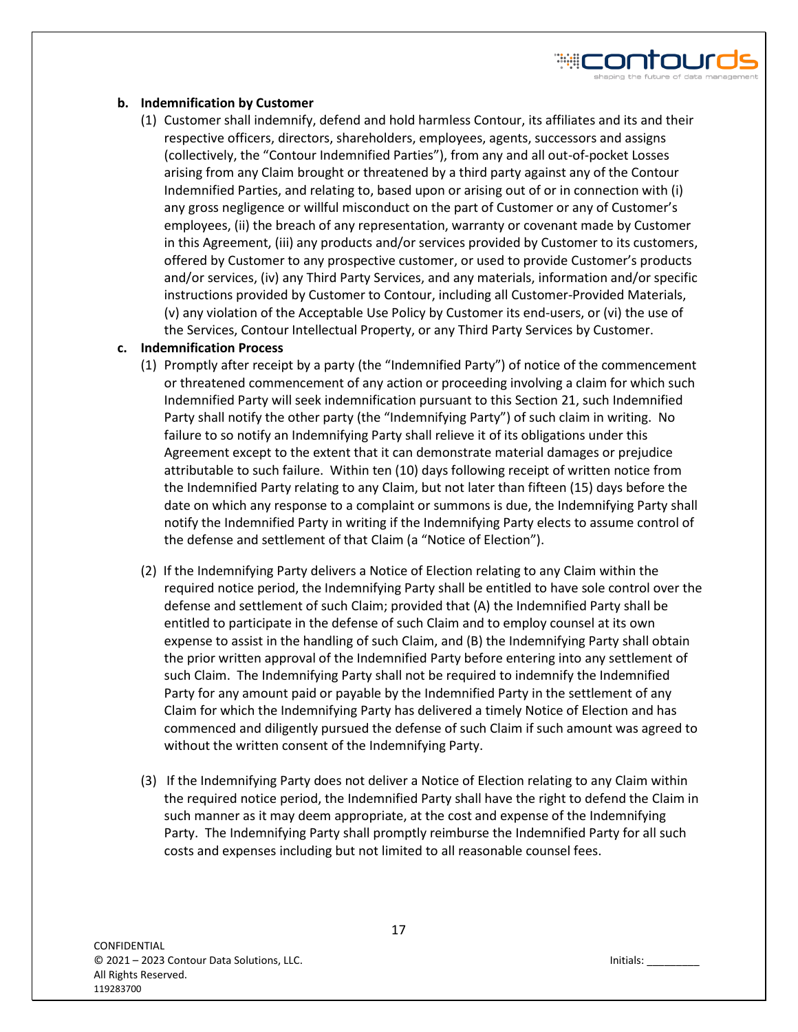**b. Indemnification by Customer**

(1) Customer shall indemnify, defend and hold harmless Contour, its affiliates and its and their respective officers, directors, shareholders, employees, agents, successors and assigns (collectively, the "Contour Indemnified Parties"), from any and all out-of-pocket Losses arising from any Claim brought or threatened by a third party against any of the Contour Indemnified Parties, and relating to, based upon or arising out of or in connection with (i) any gross negligence or willful misconduct on the part of Customer or any of Customer's employees, (ii) the breach of any representation, warranty or covenant made by Customer in this Agreement, (iii) any products and/or services provided by Customer to its customers, offered by Customer to any prospective customer, or used to provide Customer's products and/or services, (iv) any Third Party Services, and any materials, information and/or specific instructions provided by Customer to Contour, including all Customer-Provided Materials, (v) any violation of the Acceptable Use Policy by Customer its end-users, or (vi) the use of the Services, Contour Intellectual Property, or any Third Party Services by Customer.

**c. Indemnification Process**

(1) Promptly after receipt by a party (the "Indemnified Party") of notice of the commencement or threatened commencement of any action or proceeding involving a claim for which such Indemnified Party will seek indemnification pursuant to this Section 21, such Indemnified Party shall notify the other party (the "Indemnifying Party") of such claim in writing. No failure to so notify an Indemnifying Party shall relieve it of its obligations under this Agreement except to the extent that it can demonstrate material damages or prejudice attributable to such failure. Within ten (10) days following receipt of written notice from the Indemnified Party relating to any Claim, but not later than fifteen (15) days before the date on which any response to a complaint or summons is due, the Indemnifying Party shall notify the Indemnified Party in writing if the Indemnifying Party elects to assume control of the defense and settlement of that Claim (a "Notice of Election").

(2) If the Indemnifying Party delivers a Notice of Election relating to any Claim within the required notice period, the Indemnifying Party shall be entitled to have sole control over the defense and settlement of such Claim; provided that (A) the Indemnified Party shall be entitled to participate in the defense of such Claim and to employ counsel at its own expense to assist in the handling of such Claim, and (B) the Indemnifying Party shall obtain the prior written approval of the Indemnified Party before entering into any settlement of such Claim. The Indemnifying Party shall not be required to indemnify the Indemnified Party for any amount paid or payable by the Indemnified Party in the settlement of any Claim for which the Indemnifying Party has delivered a timely Notice of Election and has commenced and diligently pursued the defense of such Claim if such amount was agreed to without the written consent of the Indemnifying Party.

(3) If the Indemnifying Party does not deliver a Notice of Election relating to any Claim within the required notice period, the Indemnified Party shall have the right to defend the Claim in such manner as it may deem appropriate, at the cost and expense of the Indemnifying Party. The Indemnifying Party shall promptly reimburse the Indemnified Party for all such costs and expenses including but not limited to all reasonable counsel fees.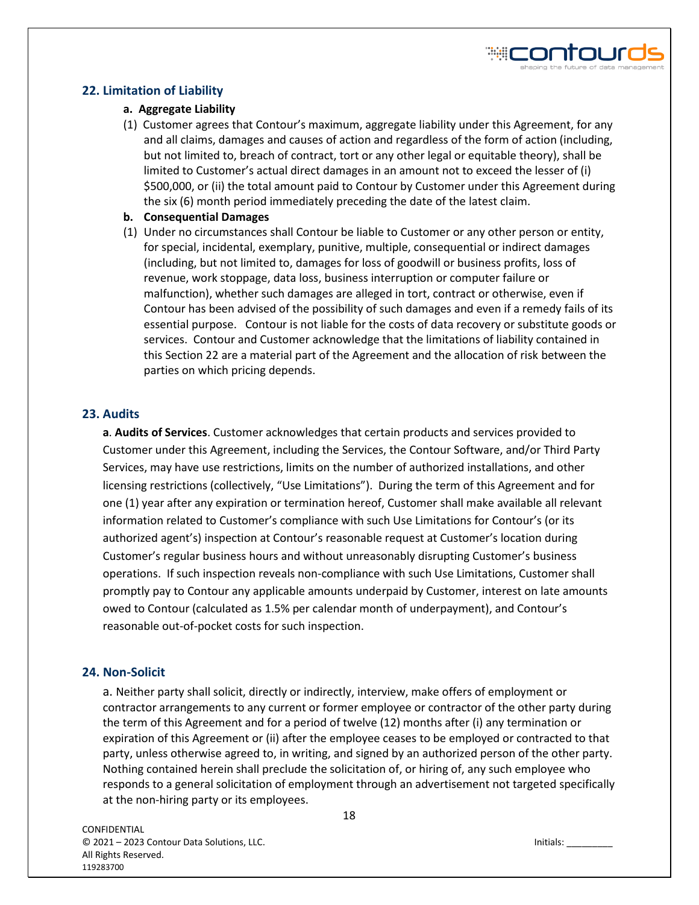## 22. Limitation of Liability

**a. Aggregate Liability**

(1) Customer agrees that Contour's maximum, aggregate liability under this Agreement, for any and all claims, damages and causes of action and regardless of the form of action (including, but not limited to, breach of contract, tort or any other legal or equitable theory), shall be limited to Customer's actual direct damages in an amount not to exceed the lesser of (i) $500,000, or (ii) the total amount paid to Contour by Customer under this Agreement during the six (6) month period immediately preceding the date of the latest claim.

**b. Consequential Damages**

(1) Under no circumstances shall Contour be liable to Customer or any other person or entity, for special, incidental, exemplary, punitive, multiple, consequential or indirect damages (including, but not limited to, damages for loss of goodwill or business profits, loss of revenue, work stoppage, data loss, business interruption or computer failure or malfunction), whether such damages are alleged in tort, contract or otherwise, even if Contour has been advised of the possibility of such damages and even if a remedy fails of its essential purpose. Contour is not liable for the costs of data recovery or substitute goods or services. Contour and Customer acknowledge that the limitations of liability contained in this Section 22 are a material part of the Agreement and the allocation of risk between the parties on which pricing depends.

## 23. Audits

**a**. **Audits of Services**. Customer acknowledges that certain products and services provided to Customer under this Agreement, including the Services, the Contour Software, and/or Third Party Services, may have use restrictions, limits on the number of authorized installations, and other licensing restrictions (collectively, "Use Limitations"). During the term of this Agreement and for one (1) year after any expiration or termination hereof, Customer shall make available all relevant information related to Customer's compliance with such Use Limitations for Contour's (or its authorized agent's) inspection at Contour's reasonable request at Customer's location during Customer's regular business hours and without unreasonably disrupting Customer's business operations. If such inspection reveals non-compliance with such Use Limitations, Customer shall promptly pay to Contour any applicable amounts underpaid by Customer, interest on late amounts owed to Contour (calculated as 1.5% per calendar month of underpayment), and Contour's reasonable out-of-pocket costs for such inspection.

## 24. Non-Solicit

a. Neither party shall solicit, directly or indirectly, interview, make offers of employment or contractor arrangements to any current or former employee or contractor of the other party during the term of this Agreement and for a period of twelve (12) months after (i) any termination or expiration of this Agreement or (ii) after the employee ceases to be employed or contracted to that party, unless otherwise agreed to, in writing, and signed by an authorized person of the other party. Nothing contained herein shall preclude the solicitation of, or hiring of, any such employee who responds to a general solicitation of employment through an advertisement not targeted specifically at the non-hiring party or its employees.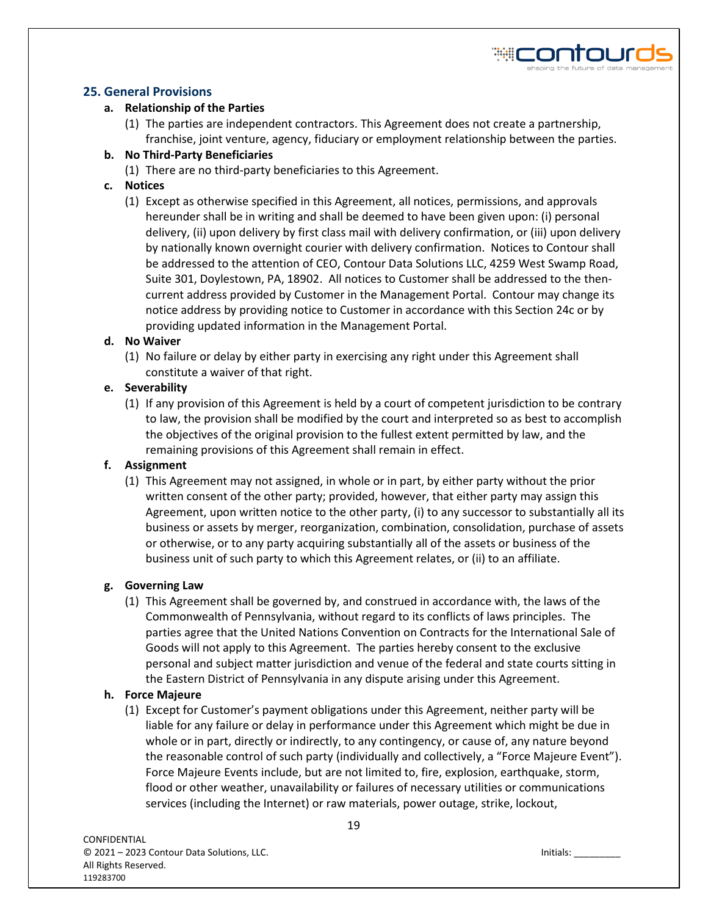## 25. General Provisions

**a. Relationship of the Parties**

(1) The parties are independent contractors. This Agreement does not create a partnership, franchise, joint venture, agency, fiduciary or employment relationship between the parties.

**b. No Third-Party Beneficiaries**

(1) There are no third-party beneficiaries to this Agreement.

**c. Notices**

(1) Except as otherwise specified in this Agreement, all notices, permissions, and approvals hereunder shall be in writing and shall be deemed to have been given upon: (i) personal delivery, (ii) upon delivery by first class mail with delivery confirmation, or (iii) upon delivery by nationally known overnight courier with delivery confirmation. Notices to Contour shall be addressed to the attention of CEO, Contour Data Solutions LLC, 4259 West Swamp Road, Suite 301, Doylestown, PA, 18902. All notices to Customer shall be addressed to the then-current address provided by Customer in the Management Portal. Contour may change its notice address by providing notice to Customer in accordance with this Section 24c or by providing updated information in the Management Portal.

**d. No Waiver**

(1) No failure or delay by either party in exercising any right under this Agreement shall constitute a waiver of that right.

**e. Severability**

(1) If any provision of this Agreement is held by a court of competent jurisdiction to be contrary to law, the provision shall be modified by the court and interpreted so as best to accomplish the objectives of the original provision to the fullest extent permitted by law, and the remaining provisions of this Agreement shall remain in effect.

**f. Assignment**

(1) This Agreement may not assigned, in whole or in part, by either party without the prior written consent of the other party; provided, however, that either party may assign this Agreement, upon written notice to the other party, (i) to any successor to substantially all its business or assets by merger, reorganization, combination, consolidation, purchase of assets or otherwise, or to any party acquiring substantially all of the assets or business of the business unit of such party to which this Agreement relates, or (ii) to an affiliate.

**g. Governing Law**

(1) This Agreement shall be governed by, and construed in accordance with, the laws of the Commonwealth of Pennsylvania, without regard to its conflicts of laws principles. The parties agree that the United Nations Convention on Contracts for the International Sale of Goods will not apply to this Agreement. The parties hereby consent to the exclusive personal and subject matter jurisdiction and venue of the federal and state courts sitting in the Eastern District of Pennsylvania in any dispute arising under this Agreement.

**h. Force Majeure**

(1) Except for Customer's payment obligations under this Agreement, neither party will be liable for any failure or delay in performance under this Agreement which might be due in whole or in part, directly or indirectly, to any contingency, or cause of, any nature beyond the reasonable control of such party (individually and collectively, a "Force Majeure Event"). Force Majeure Events include, but are not limited to, fire, explosion, earthquake, storm, flood or other weather, unavailability or failures of necessary utilities or communications services (including the Internet) or raw materials, power outage, strike, lockout,

CONFIDENTIAL
© 2021 – 2023 Contour Data Solutions, LLC.
All Rights Reserved.
119283700

Initials: _________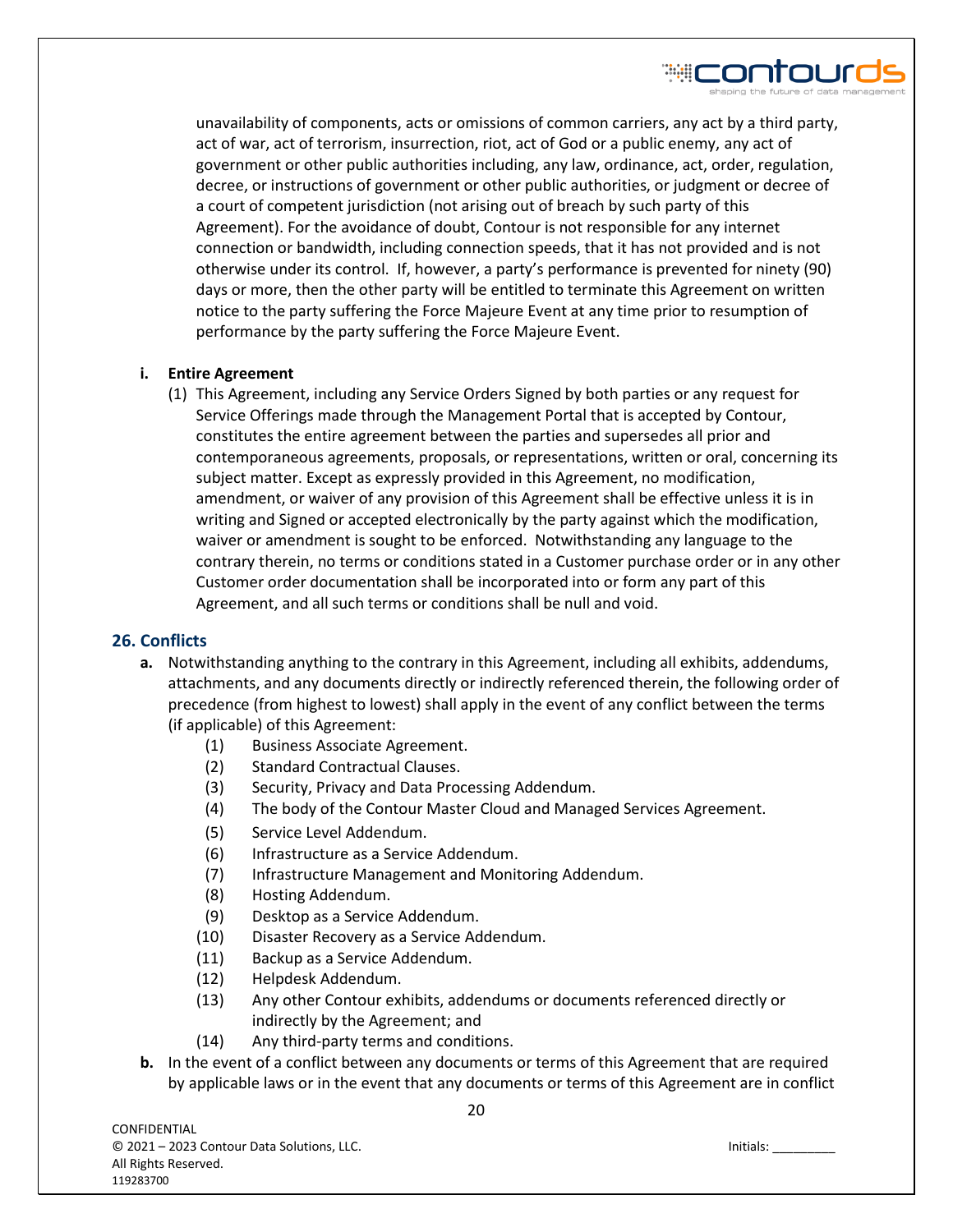unavailability of components, acts or omissions of common carriers, any act by a third party, act of war, act of terrorism, insurrection, riot, act of God or a public enemy, any act of government or other public authorities including, any law, ordinance, act, order, regulation, decree, or instructions of government or other public authorities, or judgment or decree of a court of competent jurisdiction (not arising out of breach by such party of this Agreement). For the avoidance of doubt, Contour is not responsible for any internet connection or bandwidth, including connection speeds, that it has not provided and is not otherwise under its control. If, however, a party's performance is prevented for ninety (90) days or more, then the other party will be entitled to terminate this Agreement on written notice to the party suffering the Force Majeure Event at any time prior to resumption of performance by the party suffering the Force Majeure Event.

**i. Entire Agreement**

(1) This Agreement, including any Service Orders Signed by both parties or any request for Service Offerings made through the Management Portal that is accepted by Contour, constitutes the entire agreement between the parties and supersedes all prior and contemporaneous agreements, proposals, or representations, written or oral, concerning its subject matter. Except as expressly provided in this Agreement, no modification, amendment, or waiver of any provision of this Agreement shall be effective unless it is in writing and Signed or accepted electronically by the party against which the modification, waiver or amendment is sought to be enforced. Notwithstanding any language to the contrary therein, no terms or conditions stated in a Customer purchase order or in any other Customer order documentation shall be incorporated into or form any part of this Agreement, and all such terms or conditions shall be null and void.

## 26. Conflicts

**a.** Notwithstanding anything to the contrary in this Agreement, including all exhibits, addendums, attachments, and any documents directly or indirectly referenced therein, the following order of precedence (from highest to lowest) shall apply in the event of any conflict between the terms (if applicable) of this Agreement:

(1) Business Associate Agreement.
(2) Standard Contractual Clauses.
(3) Security, Privacy and Data Processing Addendum.
(4) The body of the Contour Master Cloud and Managed Services Agreement.
(5) Service Level Addendum.
(6) Infrastructure as a Service Addendum.
(7) Infrastructure Management and Monitoring Addendum.
(8) Hosting Addendum.
(9) Desktop as a Service Addendum.
(10) Disaster Recovery as a Service Addendum.
(11) Backup as a Service Addendum.
(12) Helpdesk Addendum.
(13) Any other Contour exhibits, addendums or documents referenced directly or indirectly by the Agreement; and
(14) Any third-party terms and conditions.

**b.** In the event of a conflict between any documents or terms of this Agreement that are required by applicable laws or in the event that any documents or terms of this Agreement are in conflict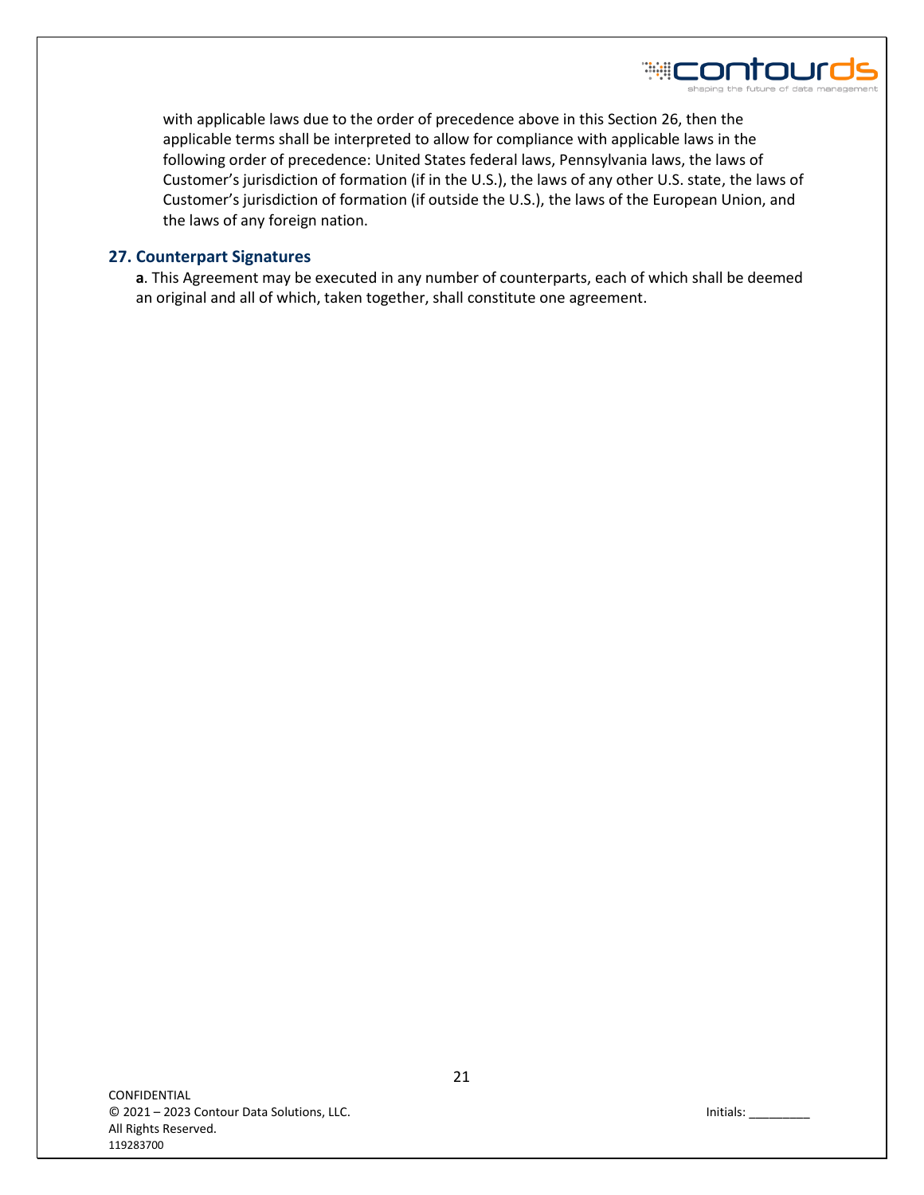with applicable laws due to the order of precedence above in this Section 26, then the applicable terms shall be interpreted to allow for compliance with applicable laws in the following order of precedence: United States federal laws, Pennsylvania laws, the laws of Customer's jurisdiction of formation (if in the U.S.), the laws of any other U.S. state, the laws of Customer's jurisdiction of formation (if outside the U.S.), the laws of the European Union, and the laws of any foreign nation.

## 27. Counterpart Signatures

**a**. This Agreement may be executed in any number of counterparts, each of which shall be deemed an original and all of which, taken together, shall constitute one agreement.